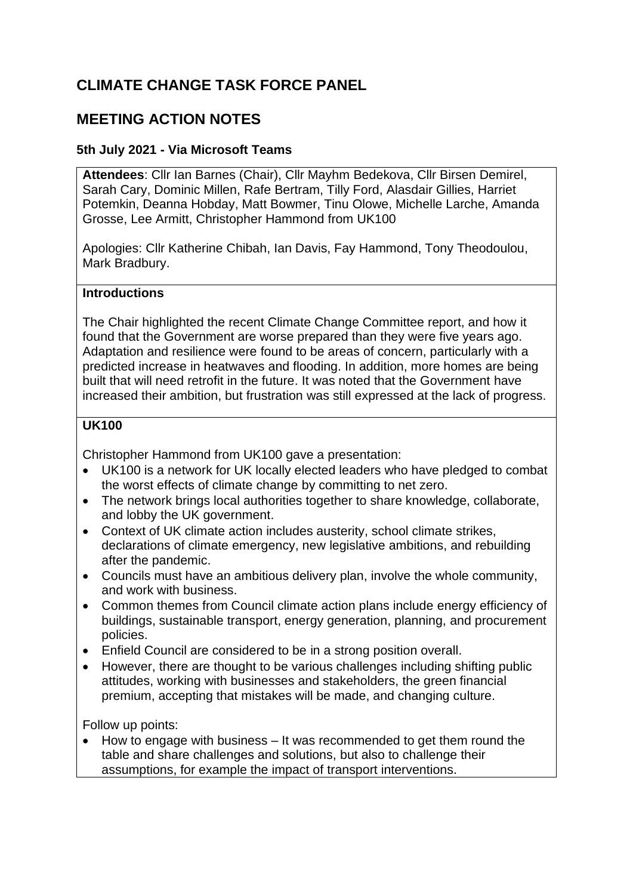# CLIMATE CHANGE TASK FORCE PANEL

# MEETING ACTION NOTES

### 5th July 2021 - Via Microsoft Teams

**Attendees**: Cllr Ian Barnes (Chair), Cllr Mayhm Bedekova, Cllr Birsen Demirel, Sarah Cary, Dominic Millen, Rafe Bertram, Tilly Ford, Alasdair Gillies, Harriet Potemkin, Deanna Hobday, Matt Bowmer, Tinu Olowe, Michelle Larche, Amanda Grosse, Lee Armitt, Christopher Hammond from UK100

Apologies: Cllr Katherine Chibah, Ian Davis, Fay Hammond, Tony Theodoulou, Mark Bradbury.

**Introductions**

The Chair highlighted the recent Climate Change Committee report, and how it found that the Government are worse prepared than they were five years ago. Adaptation and resilience were found to be areas of concern, particularly with a predicted increase in heatwaves and flooding. In addition, more homes are being built that will need retrofit in the future. It was noted that the Government have increased their ambition, but frustration was still expressed at the lack of progress.

**UK100**

Christopher Hammond from UK100 gave a presentation:

- UK100 is a network for UK locally elected leaders who have pledged to combat the worst effects of climate change by committing to net zero.
- The network brings local authorities together to share knowledge, collaborate, and lobby the UK government.
- Context of UK climate action includes austerity, school climate strikes, declarations of climate emergency, new legislative ambitions, and rebuilding after the pandemic.
- Councils must have an ambitious delivery plan, involve the whole community, and work with business.
- Common themes from Council climate action plans include energy efficiency of buildings, sustainable transport, energy generation, planning, and procurement policies.
- Enfield Council are considered to be in a strong position overall.
- However, there are thought to be various challenges including shifting public attitudes, working with businesses and stakeholders, the green financial premium, accepting that mistakes will be made, and changing culture.

Follow up points:

- How to engage with business – It was recommended to get them round the table and share challenges and solutions, but also to challenge their assumptions, for example the impact of transport interventions.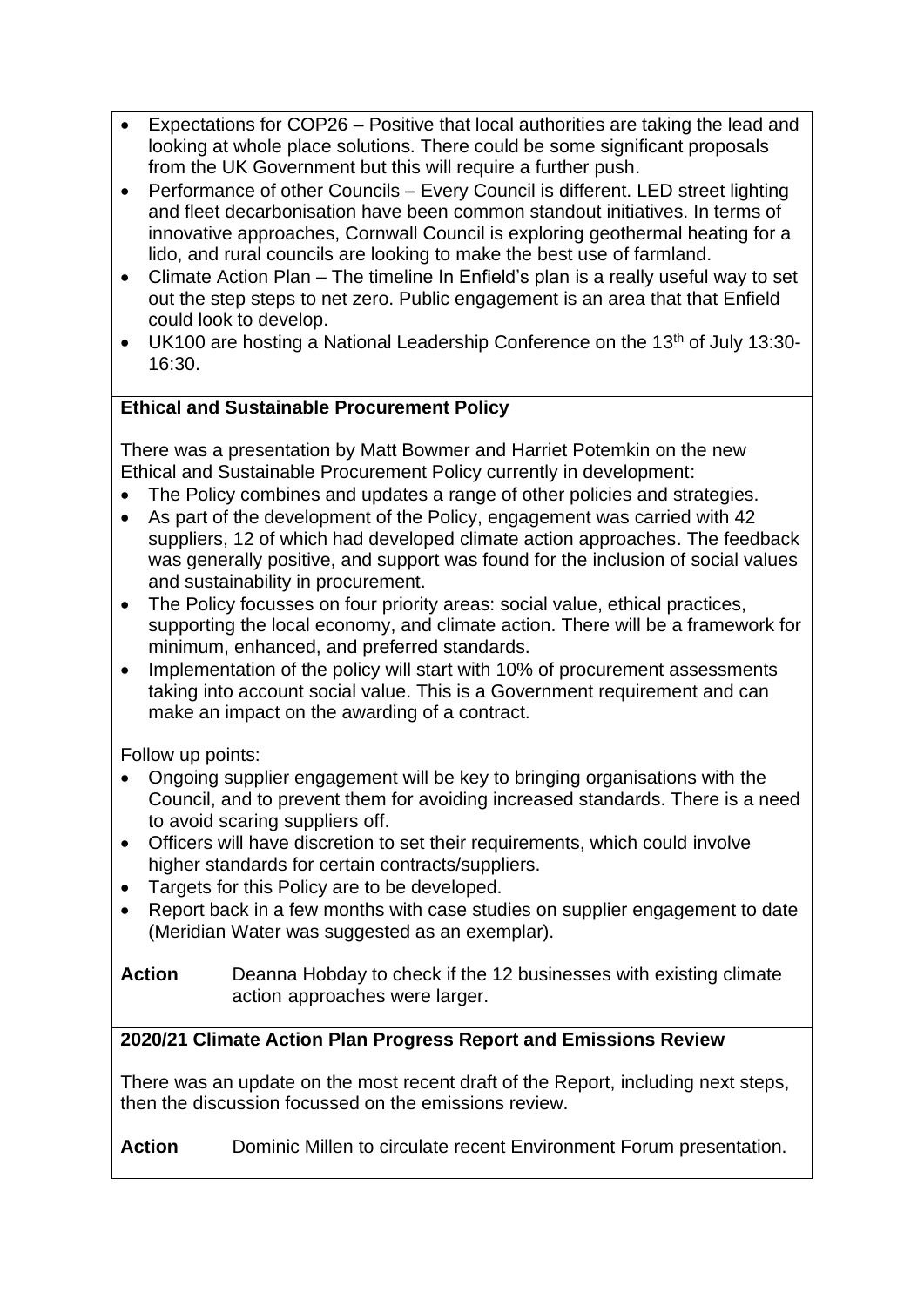- Expectations for COP26 – Positive that local authorities are taking the lead and looking at whole place solutions. There could be some significant proposals from the UK Government but this will require a further push.
- Performance of other Councils – Every Council is different. LED street lighting and fleet decarbonisation have been common standout initiatives. In terms of innovative approaches, Cornwall Council is exploring geothermal heating for a lido, and rural councils are looking to make the best use of farmland.
- Climate Action Plan – The timeline In Enfield's plan is a really useful way to set out the step steps to net zero. Public engagement is an area that that Enfield could look to develop.
- UK100 are hosting a National Leadership Conference on the 13th of July 13:30-16:30.

**Ethical and Sustainable Procurement Policy**

There was a presentation by Matt Bowmer and Harriet Potemkin on the new Ethical and Sustainable Procurement Policy currently in development:

- The Policy combines and updates a range of other policies and strategies.
- As part of the development of the Policy, engagement was carried with 42 suppliers, 12 of which had developed climate action approaches. The feedback was generally positive, and support was found for the inclusion of social values and sustainability in procurement.
- The Policy focusses on four priority areas: social value, ethical practices, supporting the local economy, and climate action. There will be a framework for minimum, enhanced, and preferred standards.
- Implementation of the policy will start with 10% of procurement assessments taking into account social value. This is a Government requirement and can make an impact on the awarding of a contract.

Follow up points:

- Ongoing supplier engagement will be key to bringing organisations with the Council, and to prevent them for avoiding increased standards. There is a need to avoid scaring suppliers off.
- Officers will have discretion to set their requirements, which could involve higher standards for certain contracts/suppliers.
- Targets for this Policy are to be developed.
- Report back in a few months with case studies on supplier engagement to date (Meridian Water was suggested as an exemplar).

**Action** Deanna Hobday to check if the 12 businesses with existing climate action approaches were larger.

**2020/21 Climate Action Plan Progress Report and Emissions Review**

There was an update on the most recent draft of the Report, including next steps, then the discussion focussed on the emissions review.

**Action** Dominic Millen to circulate recent Environment Forum presentation.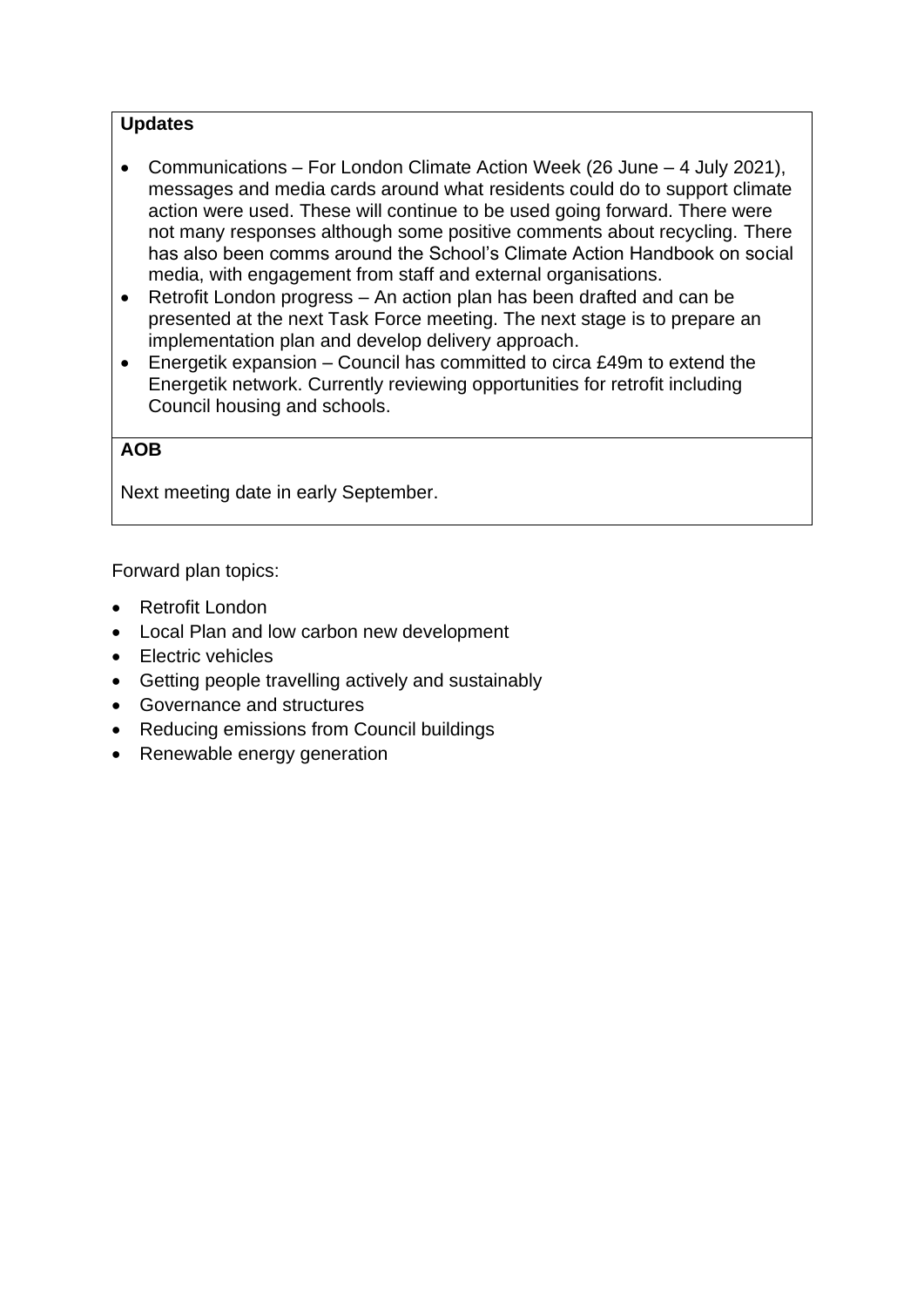| |
|---|
| **Updates**<br><br>• Communications – For London Climate Action Week (26 June – 4 July 2021), messages and media cards around what residents could do to support climate action were used. These will continue to be used going forward. There were not many responses although some positive comments about recycling. There has also been comms around the School's Climate Action Handbook on social media, with engagement from staff and external organisations.<br>• Retrofit London progress – An action plan has been drafted and can be presented at the next Task Force meeting. The next stage is to prepare an implementation plan and develop delivery approach.<br>• Energetik expansion – Council has committed to circa £49m to extend the Energetik network. Currently reviewing opportunities for retrofit including Council housing and schools. |
| **AOB**<br><br>Next meeting date in early September. |

Forward plan topics:

- Retrofit London
- Local Plan and low carbon new development
- Electric vehicles
- Getting people travelling actively and sustainably
- Governance and structures
- Reducing emissions from Council buildings
- Renewable energy generation